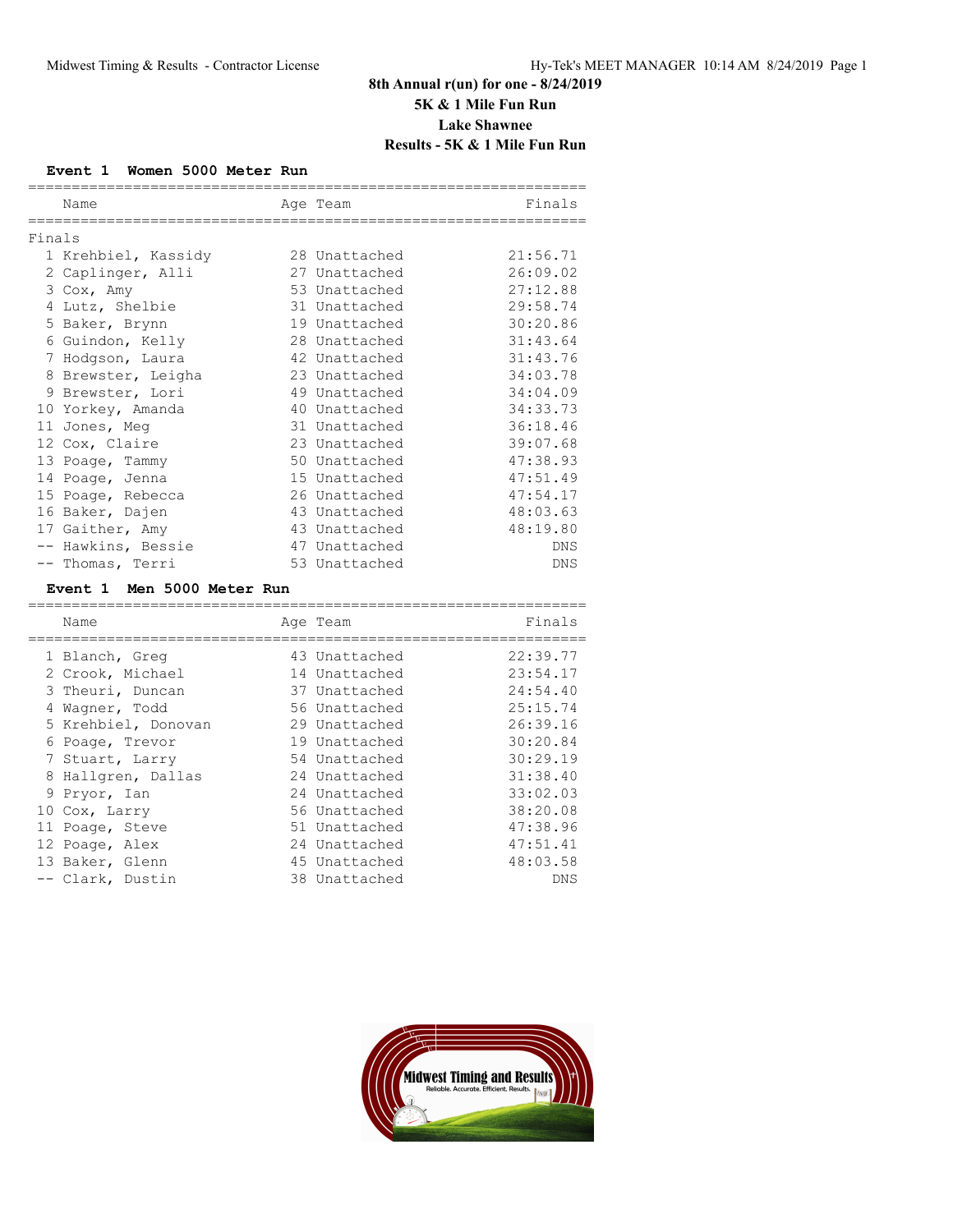# 8th Annual r(un) for one - 8/24/2019

## 5K & 1 Mile Fun Run

## Lake Shawnee

## Results - 5K & 1 Mile Fun Run

### Event 1 Women 5000 Meter Run

| | Name | Age | Team | Finals |
|---|---|---|---|---|
| **Finals** | | | | |
| 1 | Krehbiel, Kassidy | 28 | Unattached | 21:56.71 |
| 2 | Caplinger, Alli | 27 | Unattached | 26:09.02 |
| 3 | Cox, Amy | 53 | Unattached | 27:12.88 |
| 4 | Lutz, Shelbie | 31 | Unattached | 29:58.74 |
| 5 | Baker, Brynn | 19 | Unattached | 30:20.86 |
| 6 | Guindon, Kelly | 28 | Unattached | 31:43.64 |
| 7 | Hodgson, Laura | 42 | Unattached | 31:43.76 |
| 8 | Brewster, Leigha | 23 | Unattached | 34:03.78 |
| 9 | Brewster, Lori | 49 | Unattached | 34:04.09 |
| 10 | Yorkey, Amanda | 40 | Unattached | 34:33.73 |
| 11 | Jones, Meg | 31 | Unattached | 36:18.46 |
| 12 | Cox, Claire | 23 | Unattached | 39:07.68 |
| 13 | Poage, Tammy | 50 | Unattached | 47:38.93 |
| 14 | Poage, Jenna | 15 | Unattached | 47:51.49 |
| 15 | Poage, Rebecca | 26 | Unattached | 47:54.17 |
| 16 | Baker, Dajen | 43 | Unattached | 48:03.63 |
| 17 | Gaither, Amy | 43 | Unattached | 48:19.80 |
| -- | Hawkins, Bessie | 47 | Unattached | DNS |
| -- | Thomas, Terri | 53 | Unattached | DNS |

### Event 1 Men 5000 Meter Run

| | Name | Age | Team | Finals |
|---|---|---|---|---|
| 1 | Blanch, Greg | 43 | Unattached | 22:39.77 |
| 2 | Crook, Michael | 14 | Unattached | 23:54.17 |
| 3 | Theuri, Duncan | 37 | Unattached | 24:54.40 |
| 4 | Wagner, Todd | 56 | Unattached | 25:15.74 |
| 5 | Krehbiel, Donovan | 29 | Unattached | 26:39.16 |
| 6 | Poage, Trevor | 19 | Unattached | 30:20.84 |
| 7 | Stuart, Larry | 54 | Unattached | 30:29.19 |
| 8 | Hallgren, Dallas | 24 | Unattached | 31:38.40 |
| 9 | Pryor, Ian | 24 | Unattached | 33:02.03 |
| 10 | Cox, Larry | 56 | Unattached | 38:20.08 |
| 11 | Poage, Steve | 51 | Unattached | 47:38.96 |
| 12 | Poage, Alex | 24 | Unattached | 47:51.41 |
| 13 | Baker, Glenn | 45 | Unattached | 48:03.58 |
| -- | Clark, Dustin | 38 | Unattached | DNS |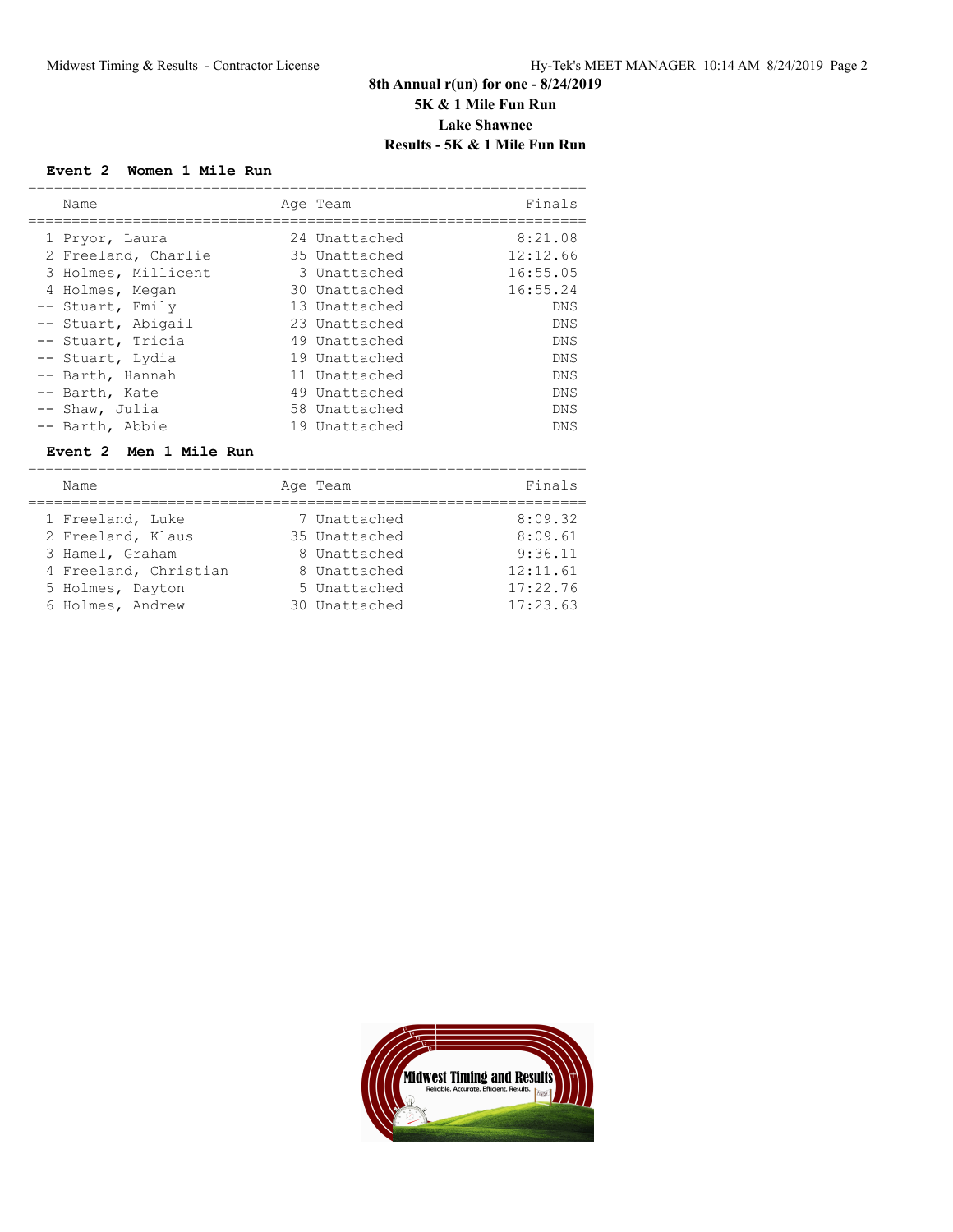# 8th Annual r(un) for one - 8/24/2019
## 5K & 1 Mile Fun Run
## Lake Shawnee
## Results - 5K & 1 Mile Fun Run

### Event 2 Women 1 Mile Run

| | Name | Age | Team | Finals |
|---|---|---|---|---|
| 1 | Pryor, Laura | 24 | Unattached | 8:21.08 |
| 2 | Freeland, Charlie | 35 | Unattached | 12:12.66 |
| 3 | Holmes, Millicent | 3 | Unattached | 16:55.05 |
| 4 | Holmes, Megan | 30 | Unattached | 16:55.24 |
| -- | Stuart, Emily | 13 | Unattached | DNS |
| -- | Stuart, Abigail | 23 | Unattached | DNS |
| -- | Stuart, Tricia | 49 | Unattached | DNS |
| -- | Stuart, Lydia | 19 | Unattached | DNS |
| -- | Barth, Hannah | 11 | Unattached | DNS |
| -- | Barth, Kate | 49 | Unattached | DNS |
| -- | Shaw, Julia | 58 | Unattached | DNS |
| -- | Barth, Abbie | 19 | Unattached | DNS |

### Event 2 Men 1 Mile Run

| | Name | Age | Team | Finals |
|---|---|---|---|---|
| 1 | Freeland, Luke | 7 | Unattached | 8:09.32 |
| 2 | Freeland, Klaus | 35 | Unattached | 8:09.61 |
| 3 | Hamel, Graham | 8 | Unattached | 9:36.11 |
| 4 | Freeland, Christian | 8 | Unattached | 12:11.61 |
| 5 | Holmes, Dayton | 5 | Unattached | 17:22.76 |
| 6 | Holmes, Andrew | 30 | Unattached | 17:23.63 |